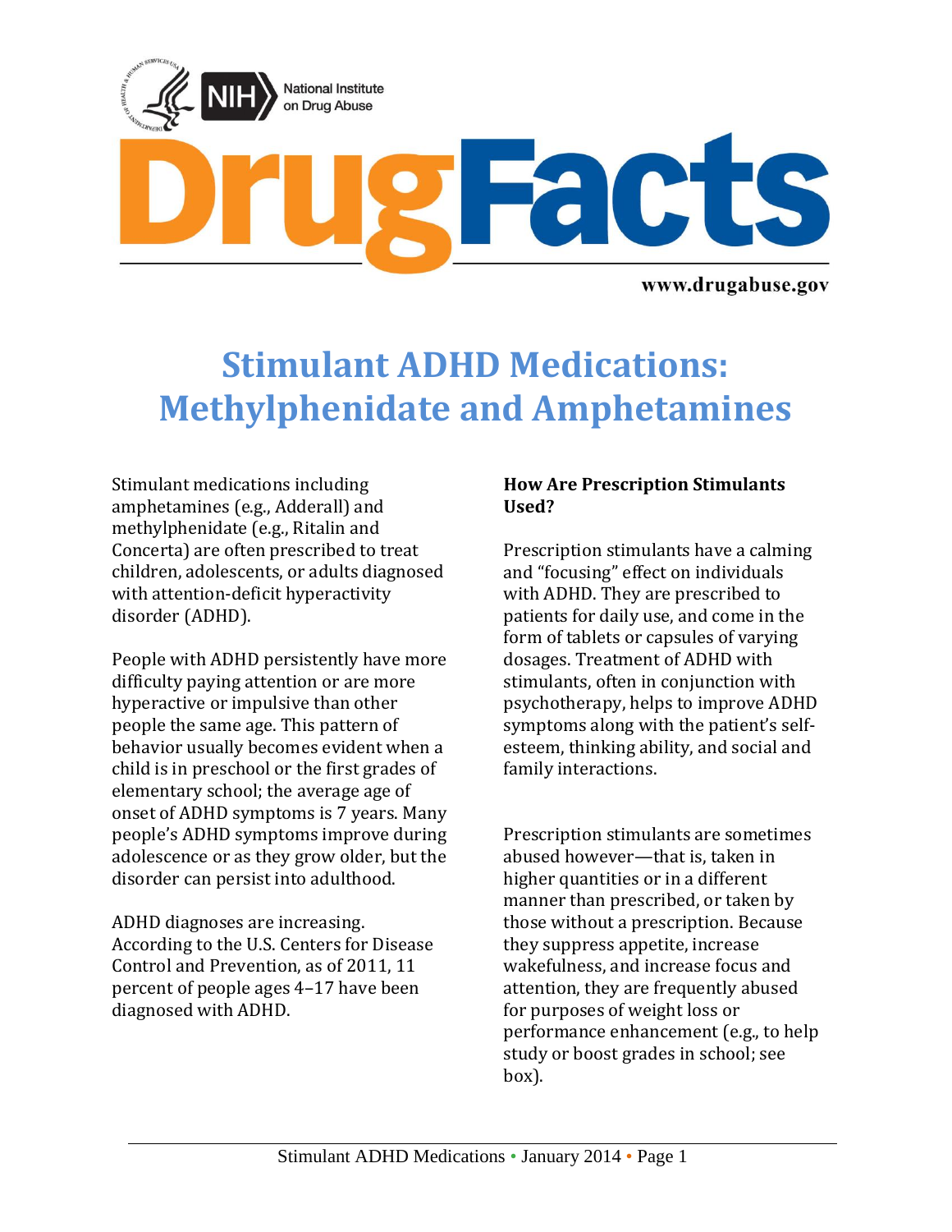National Institute on Drug Abuse

# DrugFacts

www.drugabuse.gov

# Stimulant ADHD Medications: Methylphenidate and Amphetamines

Stimulant medications including amphetamines (e.g., Adderall) and methylphenidate (e.g., Ritalin and Concerta) are often prescribed to treat children, adolescents, or adults diagnosed with attention-deficit hyperactivity disorder (ADHD).

People with ADHD persistently have more difficulty paying attention or are more hyperactive or impulsive than other people the same age. This pattern of behavior usually becomes evident when a child is in preschool or the first grades of elementary school; the average age of onset of ADHD symptoms is 7 years. Many people's ADHD symptoms improve during adolescence or as they grow older, but the disorder can persist into adulthood.

ADHD diagnoses are increasing. According to the U.S. Centers for Disease Control and Prevention, as of 2011, 11 percent of people ages 4–17 have been diagnosed with ADHD.

**How Are Prescription Stimulants Used?**

Prescription stimulants have a calming and "focusing" effect on individuals with ADHD. They are prescribed to patients for daily use, and come in the form of tablets or capsules of varying dosages. Treatment of ADHD with stimulants, often in conjunction with psychotherapy, helps to improve ADHD symptoms along with the patient's self-esteem, thinking ability, and social and family interactions.

Prescription stimulants are sometimes abused however—that is, taken in higher quantities or in a different manner than prescribed, or taken by those without a prescription. Because they suppress appetite, increase wakefulness, and increase focus and attention, they are frequently abused for purposes of weight loss or performance enhancement (e.g., to help study or boost grades in school; see box).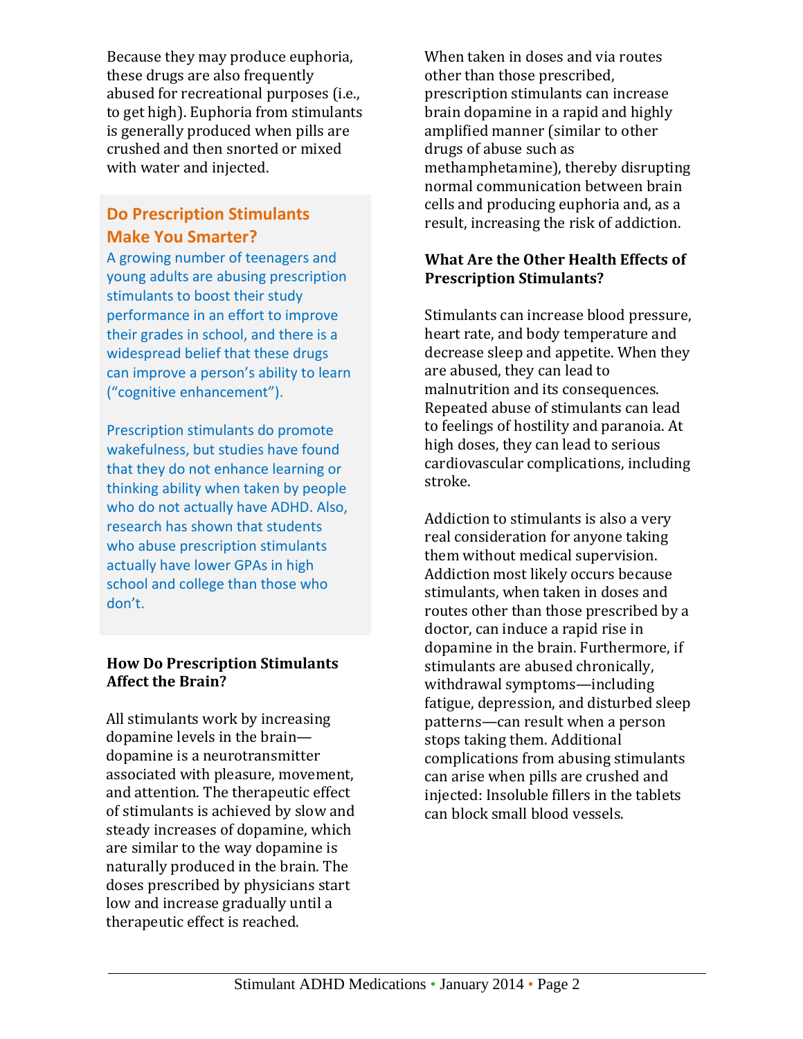Because they may produce euphoria, these drugs are also frequently abused for recreational purposes (i.e., to get high). Euphoria from stimulants is generally produced when pills are crushed and then snorted or mixed with water and injected.

## Do Prescription Stimulants Make You Smarter?

A growing number of teenagers and young adults are abusing prescription stimulants to boost their study performance in an effort to improve their grades in school, and there is a widespread belief that these drugs can improve a person's ability to learn ("cognitive enhancement").

Prescription stimulants do promote wakefulness, but studies have found that they do not enhance learning or thinking ability when taken by people who do not actually have ADHD. Also, research has shown that students who abuse prescription stimulants actually have lower GPAs in high school and college than those who don't.

### How Do Prescription Stimulants Affect the Brain?

All stimulants work by increasing dopamine levels in the brain—dopamine is a neurotransmitter associated with pleasure, movement, and attention. The therapeutic effect of stimulants is achieved by slow and steady increases of dopamine, which are similar to the way dopamine is naturally produced in the brain. The doses prescribed by physicians start low and increase gradually until a therapeutic effect is reached.

When taken in doses and via routes other than those prescribed, prescription stimulants can increase brain dopamine in a rapid and highly amplified manner (similar to other drugs of abuse such as methamphetamine), thereby disrupting normal communication between brain cells and producing euphoria and, as a result, increasing the risk of addiction.

### What Are the Other Health Effects of Prescription Stimulants?

Stimulants can increase blood pressure, heart rate, and body temperature and decrease sleep and appetite. When they are abused, they can lead to malnutrition and its consequences. Repeated abuse of stimulants can lead to feelings of hostility and paranoia. At high doses, they can lead to serious cardiovascular complications, including stroke.

Addiction to stimulants is also a very real consideration for anyone taking them without medical supervision. Addiction most likely occurs because stimulants, when taken in doses and routes other than those prescribed by a doctor, can induce a rapid rise in dopamine in the brain. Furthermore, if stimulants are abused chronically, withdrawal symptoms—including fatigue, depression, and disturbed sleep patterns—can result when a person stops taking them. Additional complications from abusing stimulants can arise when pills are crushed and injected: Insoluble fillers in the tablets can block small blood vessels.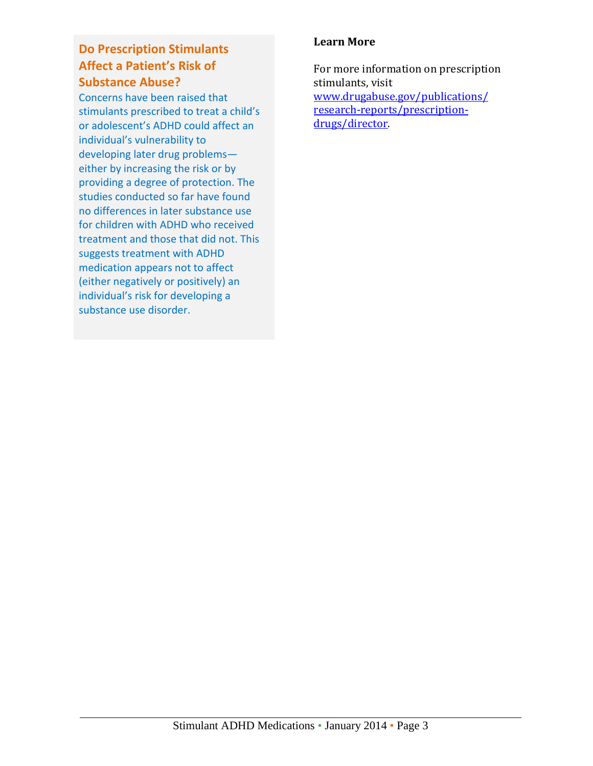### Do Prescription Stimulants Affect a Patient's Risk of Substance Abuse?

Concerns have been raised that stimulants prescribed to treat a child's or adolescent's ADHD could affect an individual's vulnerability to developing later drug problems—either by increasing the risk or by providing a degree of protection. The studies conducted so far have found no differences in later substance use for children with ADHD who received treatment and those that did not. This suggests treatment with ADHD medication appears not to affect (either negatively or positively) an individual's risk for developing a substance use disorder.

**Learn More**

For more information on prescription stimulants, visit [www.drugabuse.gov/publications/research-reports/prescription-drugs/director](http://www.drugabuse.gov/publications/research-reports/prescription-drugs/director).